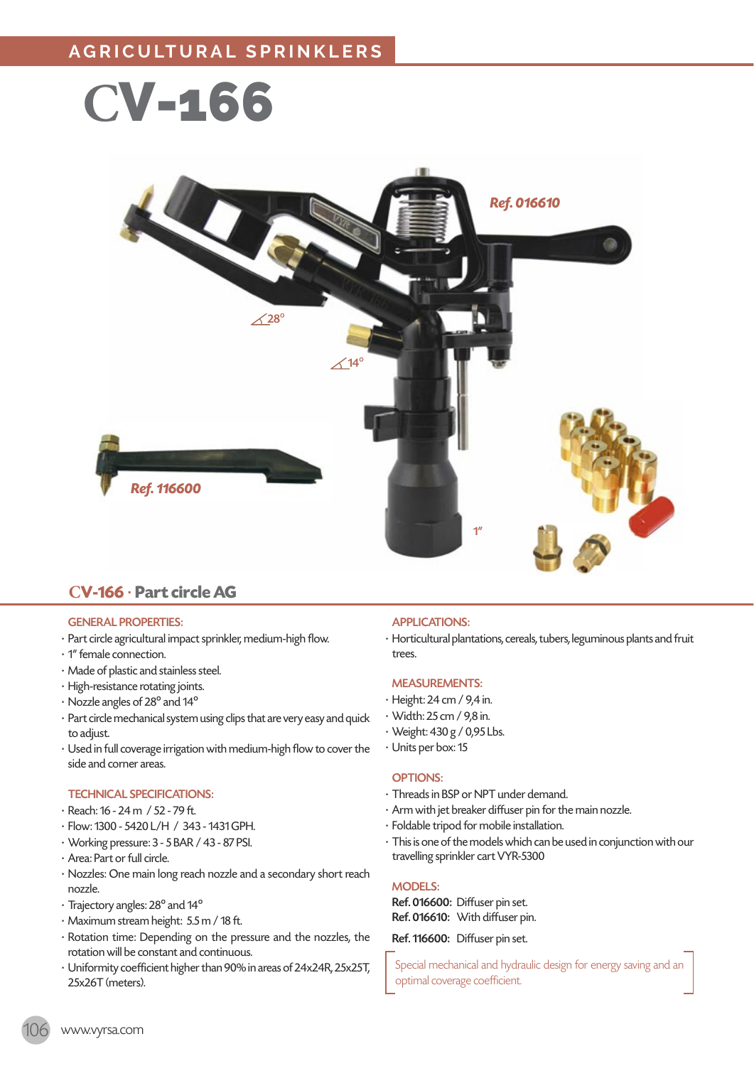# AGRICULTURAL SPRINKLERS

# CV-166

Ref. 016610

28°

14°

Ref. 116600

1"

## CV-166 · Part circle AG

### GENERAL PROPERTIES:

- Part circle agricultural impact sprinkler, medium-high flow.
- 1" female connection.
- Made of plastic and stainless steel.
- High-resistance rotating joints.
- Nozzle angles of 28° and 14°
- Part circle mechanical system using clips that are very easy and quick to adjust.
- Used in full coverage irrigation with medium-high flow to cover the side and corner areas.

### TECHNICAL SPECIFICATIONS:

- Reach: 16 - 24 m / 52 - 79 ft.
- Flow: 1300 - 5420 L/H / 343 - 1431 GPH.
- Working pressure: 3 - 5 BAR / 43 - 87 PSI.
- Area: Part or full circle.
- Nozzles: One main long reach nozzle and a secondary short reach nozzle.
- Trajectory angles: 28° and 14°
- Maximum stream height: 5.5 m / 18 ft.
- Rotation time: Depending on the pressure and the nozzles, the rotation will be constant and continuous.
- Uniformity coefficient higher than 90% in areas of 24x24R, 25x25T, 25x26T (meters).

### APPLICATIONS:

- Horticultural plantations, cereals, tubers, leguminous plants and fruit trees.

### MEASUREMENTS:

- Height: 24 cm / 9,4 in.
- Width: 25 cm / 9,8 in.
- Weight: 430 g / 0,95 Lbs.
- Units per box: 15

### OPTIONS:

- Threads in BSP or NPT under demand.
- Arm with jet breaker diffuser pin for the main nozzle.
- Foldable tripod for mobile installation.
- This is one of the models which can be used in conjunction with our travelling sprinkler cart VYR-5300

### MODELS:

**Ref. 016600:** Diffuser pin set.
**Ref. 016610:** With diffuser pin.

**Ref. 116600:** Diffuser pin set.

Special mechanical and hydraulic design for energy saving and an optimal coverage coefficient.

www.vyrsa.com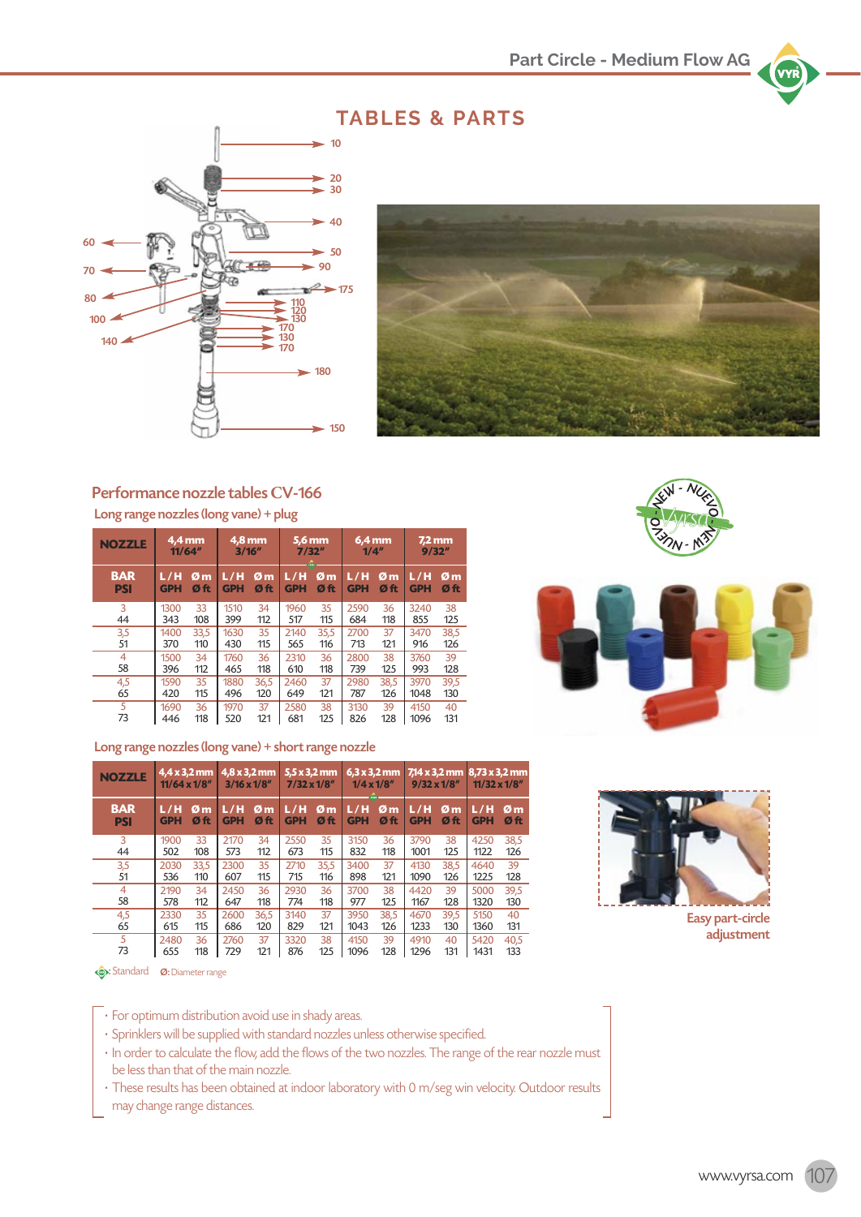## TABLES & PARTS

10
20
30
40
50
90
175
110
120
130
170
130
170
180
150
60
70
80
100
140

### Performance nozzle tables CV-166

Long range nozzles (long vane) + plug

| NOZZLE | 4,4 mm 11/64" | | 4,8 mm 3/16" | | 5,6 mm 7/32" | | 6,4 mm 1/4" | | 7,2 mm 9/32" | |
|---|---|---|---|---|---|---|---|---|---|---|
| BAR PSI | L/H GPH | Øm Øft | L/H GPH | Øm Øft | L/H GPH | Øm Øft | L/H GPH | Øm Øft | L/H GPH | Øm Øft |
| 3 44 | 1300 343 | 33 108 | 1510 399 | 34 112 | 1960 517 | 35 115 | 2590 684 | 36 118 | 3240 855 | 38 125 |
| 3,5 51 | 1400 370 | 33,5 110 | 1630 430 | 35 115 | 2140 565 | 35,5 116 | 2700 713 | 37 121 | 3470 916 | 38,5 126 |
| 4 58 | 1500 396 | 34 112 | 1760 465 | 36 118 | 2310 610 | 36 118 | 2800 739 | 38 125 | 3760 993 | 39 128 |
| 4,5 65 | 1590 420 | 35 115 | 1880 496 | 36,5 120 | 2460 649 | 37 121 | 2980 787 | 38,5 126 | 3970 1048 | 39,5 130 |
| 5 73 | 1690 446 | 36 118 | 1970 520 | 37 121 | 2580 681 | 38 125 | 3130 826 | 39 128 | 4150 1096 | 40 131 |

Long range nozzles (long vane) + short range nozzle

| NOZZLE | 4,4 x 3,2 mm 11/64 x 1/8" | | 4,8 x 3,2 mm 3/16 x 1/8" | | 5,5 x 3,2 mm 7/32 x 1/8" | | 6,3 x 3,2 mm 1/4 x 1/8" | | 7,14 x 3,2 mm 9/32 x 1/8" | | 8,73 x 3,2 mm 11/32 x 1/8" | |
|---|---|---|---|---|---|---|---|---|---|---|---|---|
| BAR PSI | L/H GPH | Øm Øft | L/H GPH | Øm Øft | L/H GPH | Øm Øft | L/H GPH | Øm Øft | L/H GPH | Øm Øft | L/H GPH | Øm Øft |
| 3 44 | 1900 502 | 33 108 | 2170 573 | 34 112 | 2550 673 | 35 115 | 3150 832 | 36 118 | 3790 1001 | 38 125 | 4250 1122 | 38,5 126 |
| 3,5 51 | 2030 536 | 33,5 110 | 2300 607 | 35 115 | 2710 715 | 35,5 116 | 3400 898 | 37 121 | 4130 1090 | 38,5 126 | 4640 1225 | 39 128 |
| 4 58 | 2190 578 | 34 112 | 2450 647 | 36 118 | 2930 774 | 36 118 | 3700 977 | 38 125 | 4420 1167 | 39 128 | 5000 1320 | 39,5 130 |
| 4,5 65 | 2330 615 | 35 115 | 2600 686 | 36,5 120 | 3140 829 | 37 121 | 3950 1043 | 38,5 126 | 4670 1233 | 39,5 130 | 5150 1360 | 40 131 |
| 5 73 | 2480 655 | 36 118 | 2760 729 | 37 121 | 3320 876 | 38 125 | 4150 1096 | 39 128 | 4910 1296 | 40 131 | 5420 1431 | 40,5 133 |

: Standard   Ø: Diameter range

Easy part-circle adjustment

- For optimum distribution avoid use in shady areas.
- Sprinklers will be supplied with standard nozzles unless otherwise specified.
- In order to calculate the flow, add the flows of the two nozzles. The range of the rear nozzle must be less than that of the main nozzle.
- These results has been obtained at indoor laboratory with 0 m/seg win velocity. Outdoor results may change range distances.